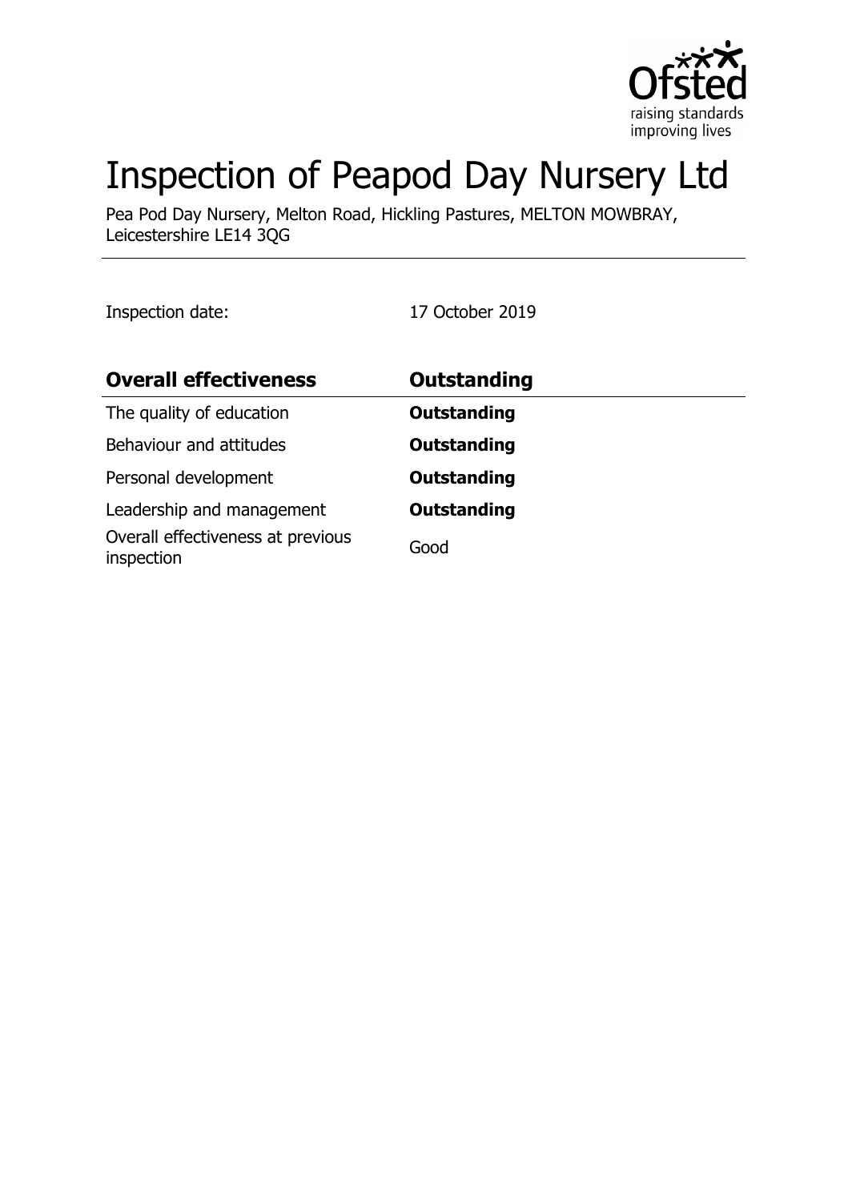# Inspection of Peapod Day Nursery Ltd

Pea Pod Day Nursery, Melton Road, Hickling Pastures, MELTON MOWBRAY, Leicestershire LE14 3QG

Inspection date: 17 October 2019

| Overall effectiveness | Outstanding |
|---|---|
| The quality of education | **Outstanding** |
| Behaviour and attitudes | **Outstanding** |
| Personal development | **Outstanding** |
| Leadership and management | **Outstanding** |
| Overall effectiveness at previous inspection | Good |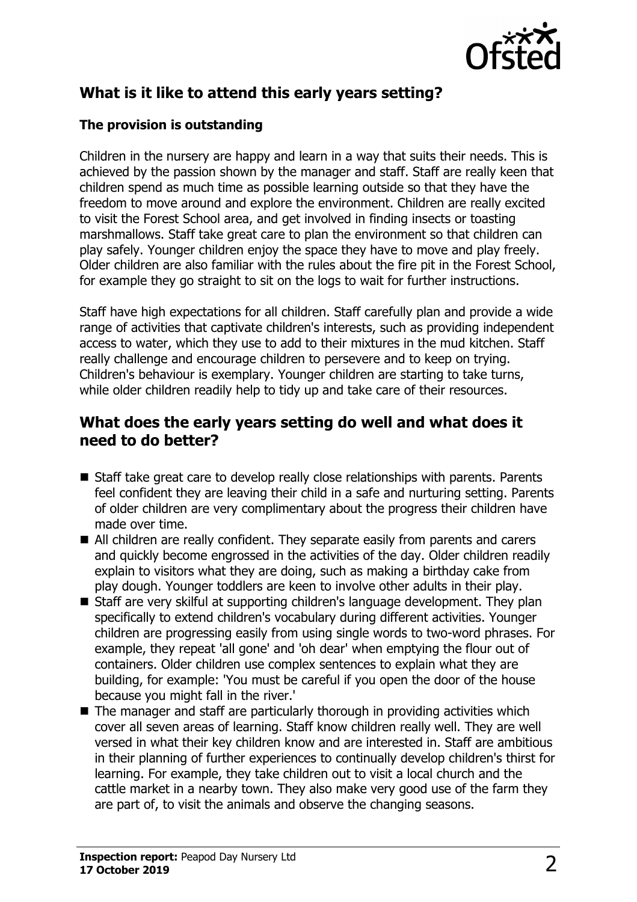## What is it like to attend this early years setting?

### The provision is outstanding

Children in the nursery are happy and learn in a way that suits their needs. This is achieved by the passion shown by the manager and staff. Staff are really keen that children spend as much time as possible learning outside so that they have the freedom to move around and explore the environment. Children are really excited to visit the Forest School area, and get involved in finding insects or toasting marshmallows. Staff take great care to plan the environment so that children can play safely. Younger children enjoy the space they have to move and play freely. Older children are also familiar with the rules about the fire pit in the Forest School, for example they go straight to sit on the logs to wait for further instructions.

Staff have high expectations for all children. Staff carefully plan and provide a wide range of activities that captivate children's interests, such as providing independent access to water, which they use to add to their mixtures in the mud kitchen. Staff really challenge and encourage children to persevere and to keep on trying. Children's behaviour is exemplary. Younger children are starting to take turns, while older children readily help to tidy up and take care of their resources.

## What does the early years setting do well and what does it need to do better?

- Staff take great care to develop really close relationships with parents. Parents feel confident they are leaving their child in a safe and nurturing setting. Parents of older children are very complimentary about the progress their children have made over time.
- All children are really confident. They separate easily from parents and carers and quickly become engrossed in the activities of the day. Older children readily explain to visitors what they are doing, such as making a birthday cake from play dough. Younger toddlers are keen to involve other adults in their play.
- Staff are very skilful at supporting children's language development. They plan specifically to extend children's vocabulary during different activities. Younger children are progressing easily from using single words to two-word phrases. For example, they repeat 'all gone' and 'oh dear' when emptying the flour out of containers. Older children use complex sentences to explain what they are building, for example: 'You must be careful if you open the door of the house because you might fall in the river.'
- The manager and staff are particularly thorough in providing activities which cover all seven areas of learning. Staff know children really well. They are well versed in what their key children know and are interested in. Staff are ambitious in their planning of further experiences to continually develop children's thirst for learning. For example, they take children out to visit a local church and the cattle market in a nearby town. They also make very good use of the farm they are part of, to visit the animals and observe the changing seasons.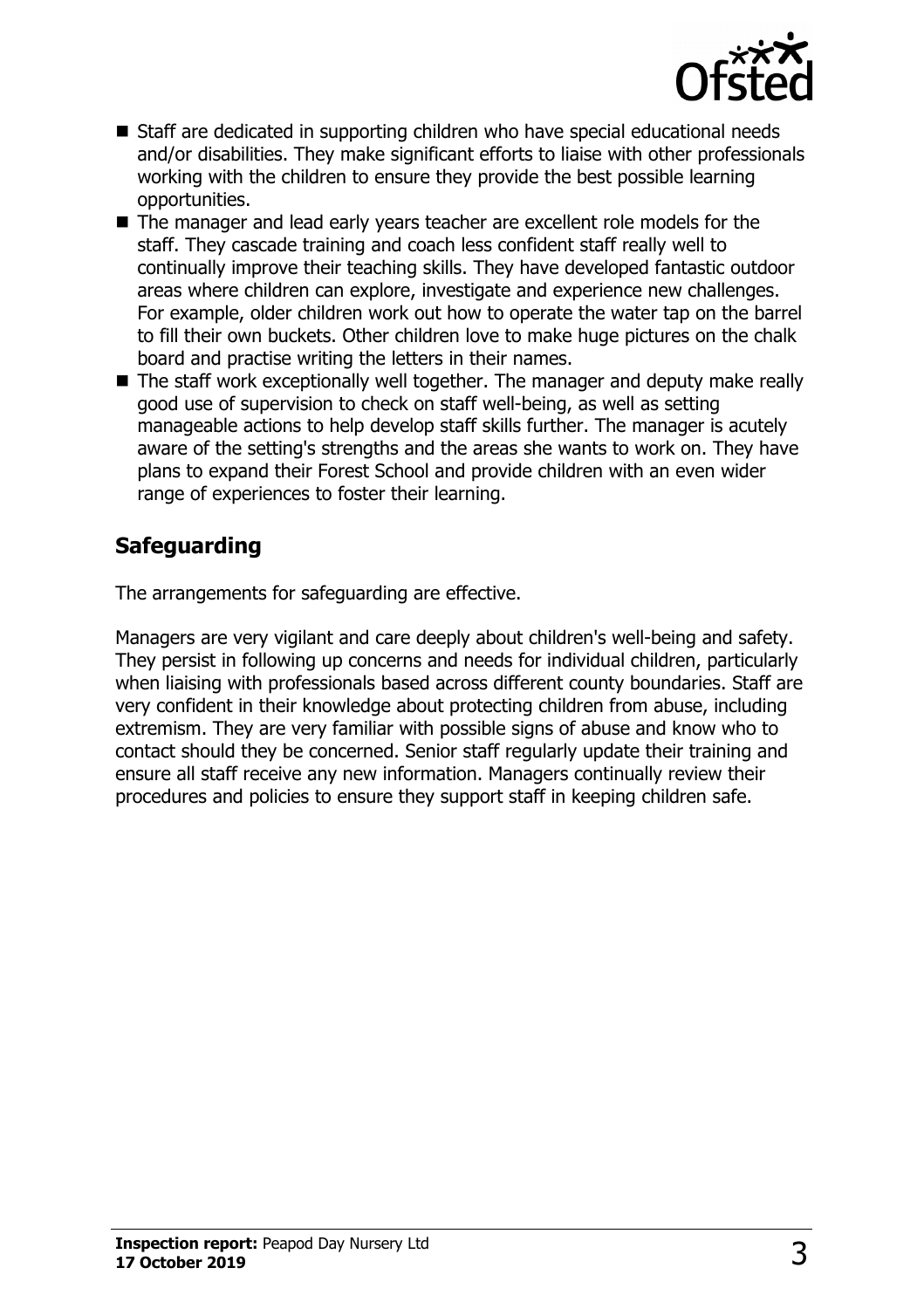- Staff are dedicated in supporting children who have special educational needs and/or disabilities. They make significant efforts to liaise with other professionals working with the children to ensure they provide the best possible learning opportunities.
- The manager and lead early years teacher are excellent role models for the staff. They cascade training and coach less confident staff really well to continually improve their teaching skills. They have developed fantastic outdoor areas where children can explore, investigate and experience new challenges. For example, older children work out how to operate the water tap on the barrel to fill their own buckets. Other children love to make huge pictures on the chalk board and practise writing the letters in their names.
- The staff work exceptionally well together. The manager and deputy make really good use of supervision to check on staff well-being, as well as setting manageable actions to help develop staff skills further. The manager is acutely aware of the setting's strengths and the areas she wants to work on. They have plans to expand their Forest School and provide children with an even wider range of experiences to foster their learning.

## Safeguarding

The arrangements for safeguarding are effective.

Managers are very vigilant and care deeply about children's well-being and safety. They persist in following up concerns and needs for individual children, particularly when liaising with professionals based across different county boundaries. Staff are very confident in their knowledge about protecting children from abuse, including extremism. They are very familiar with possible signs of abuse and know who to contact should they be concerned. Senior staff regularly update their training and ensure all staff receive any new information. Managers continually review their procedures and policies to ensure they support staff in keeping children safe.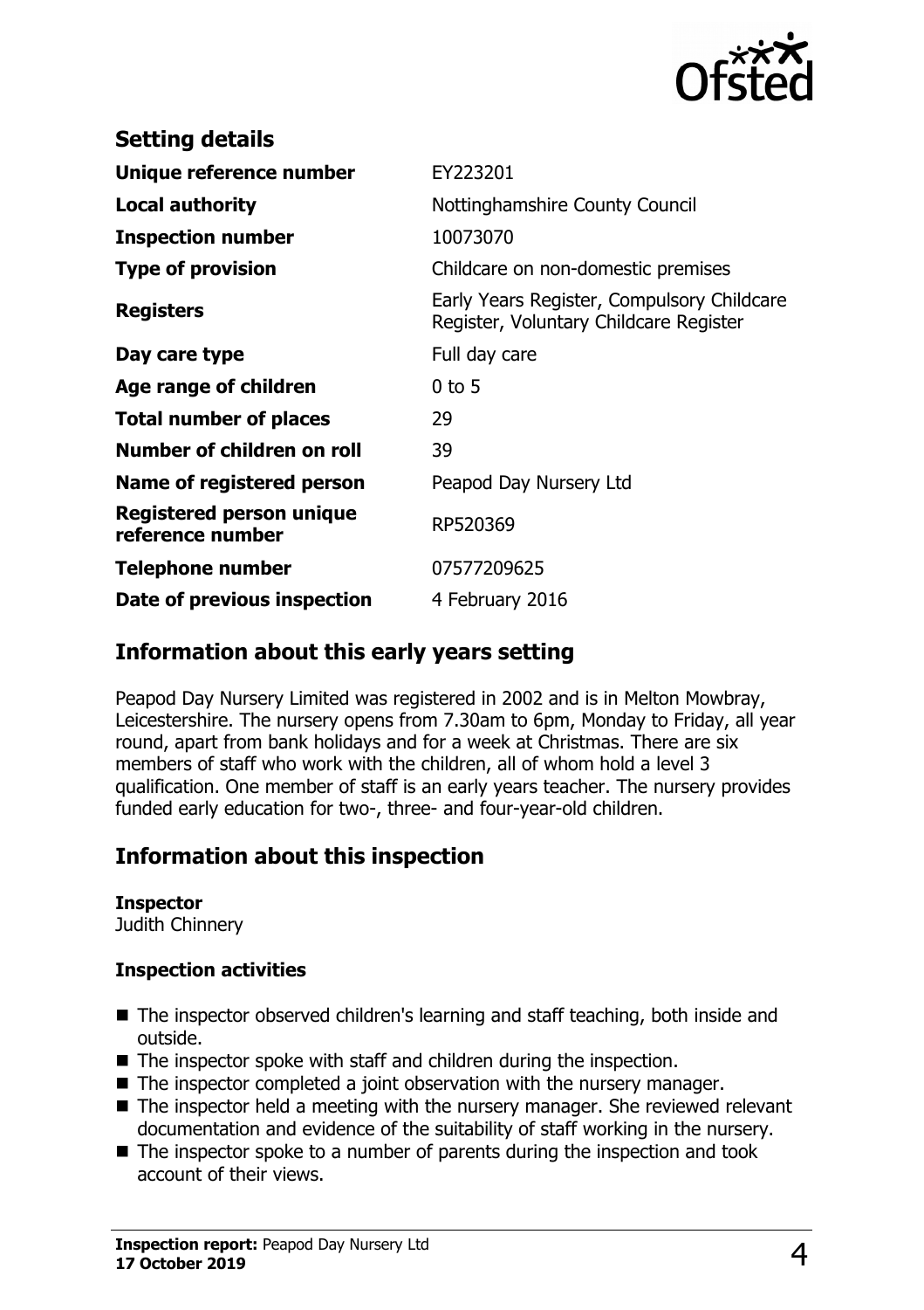## Setting details

| | |
|---|---|
| **Unique reference number** | EY223201 |
| **Local authority** | Nottinghamshire County Council |
| **Inspection number** | 10073070 |
| **Type of provision** | Childcare on non-domestic premises |
| **Registers** | Early Years Register, Compulsory Childcare Register, Voluntary Childcare Register |
| **Day care type** | Full day care |
| **Age range of children** | 0 to 5 |
| **Total number of places** | 29 |
| **Number of children on roll** | 39 |
| **Name of registered person** | Peapod Day Nursery Ltd |
| **Registered person unique reference number** | RP520369 |
| **Telephone number** | 07577209625 |
| **Date of previous inspection** | 4 February 2016 |

## Information about this early years setting

Peapod Day Nursery Limited was registered in 2002 and is in Melton Mowbray, Leicestershire. The nursery opens from 7.30am to 6pm, Monday to Friday, all year round, apart from bank holidays and for a week at Christmas. There are six members of staff who work with the children, all of whom hold a level 3 qualification. One member of staff is an early years teacher. The nursery provides funded early education for two-, three- and four-year-old children.

## Information about this inspection

**Inspector**
Judith Chinnery

**Inspection activities**

- The inspector observed children's learning and staff teaching, both inside and outside.
- The inspector spoke with staff and children during the inspection.
- The inspector completed a joint observation with the nursery manager.
- The inspector held a meeting with the nursery manager. She reviewed relevant documentation and evidence of the suitability of staff working in the nursery.
- The inspector spoke to a number of parents during the inspection and took account of their views.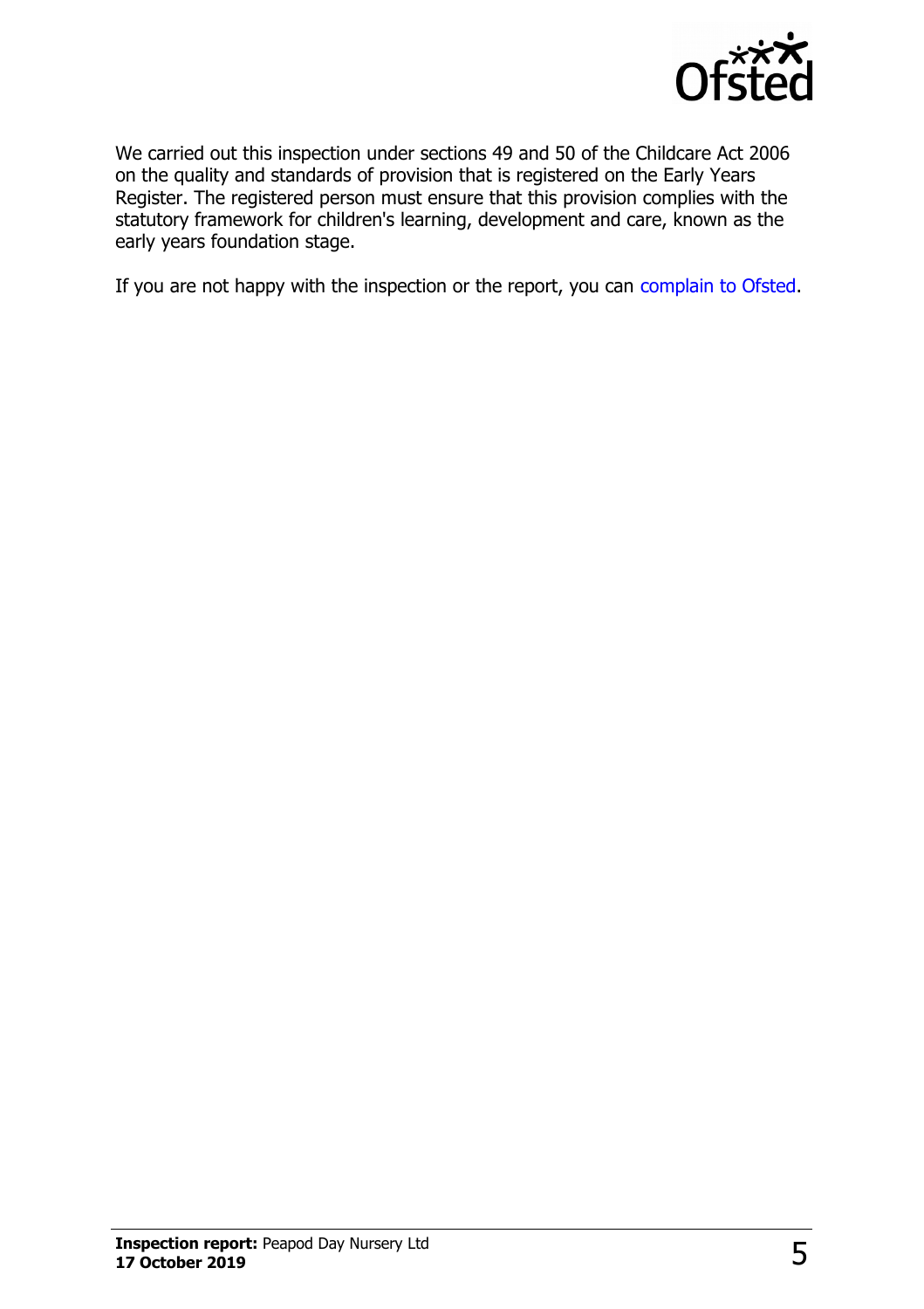We carried out this inspection under sections 49 and 50 of the Childcare Act 2006 on the quality and standards of provision that is registered on the Early Years Register. The registered person must ensure that this provision complies with the statutory framework for children's learning, development and care, known as the early years foundation stage.

If you are not happy with the inspection or the report, you can complain to Ofsted.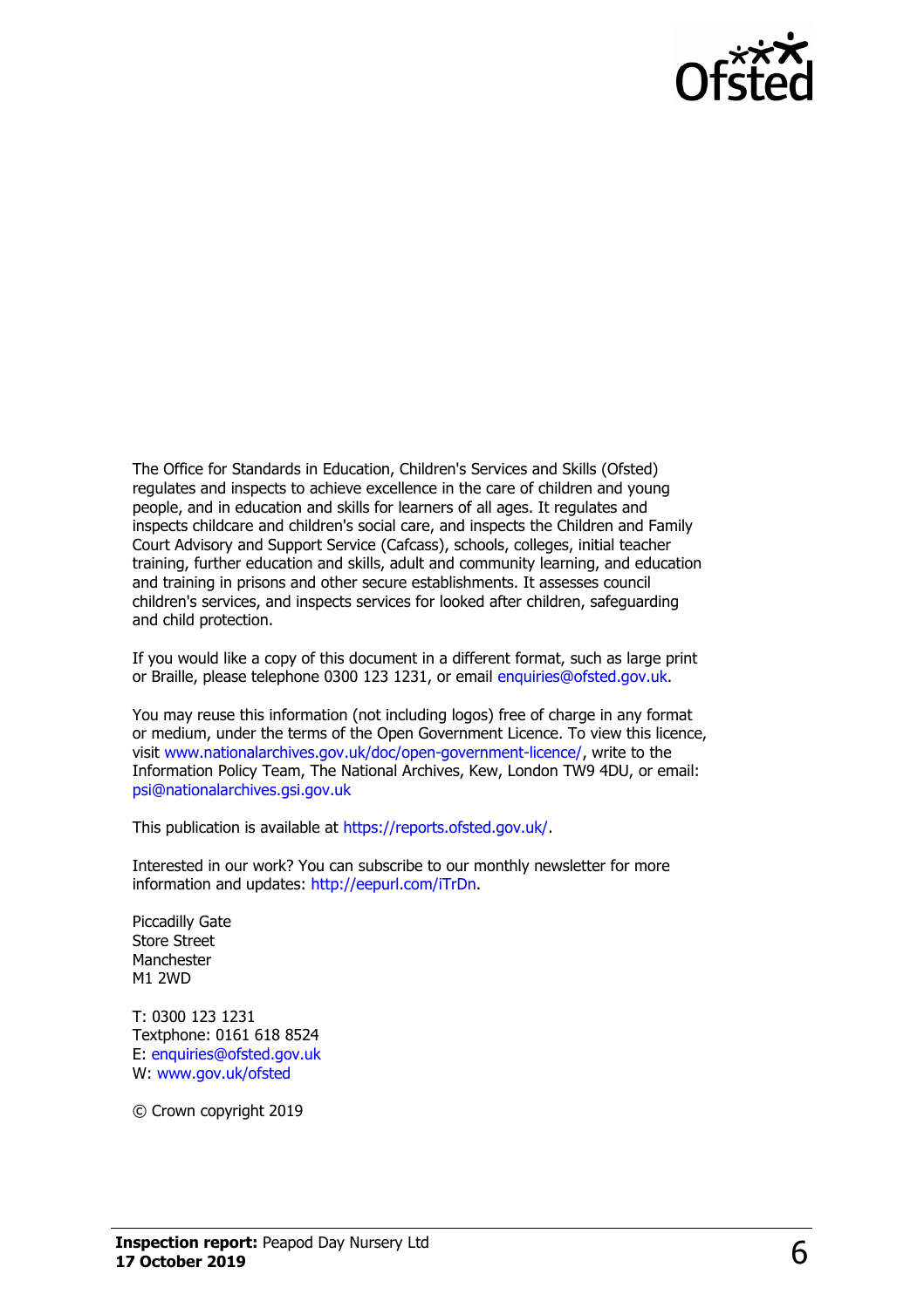The Office for Standards in Education, Children's Services and Skills (Ofsted) regulates and inspects to achieve excellence in the care of children and young people, and in education and skills for learners of all ages. It regulates and inspects childcare and children's social care, and inspects the Children and Family Court Advisory and Support Service (Cafcass), schools, colleges, initial teacher training, further education and skills, adult and community learning, and education and training in prisons and other secure establishments. It assesses council children's services, and inspects services for looked after children, safeguarding and child protection.

If you would like a copy of this document in a different format, such as large print or Braille, please telephone 0300 123 1231, or email enquiries@ofsted.gov.uk.

You may reuse this information (not including logos) free of charge in any format or medium, under the terms of the Open Government Licence. To view this licence, visit www.nationalarchives.gov.uk/doc/open-government-licence/, write to the Information Policy Team, The National Archives, Kew, London TW9 4DU, or email: psi@nationalarchives.gsi.gov.uk

This publication is available at https://reports.ofsted.gov.uk/.

Interested in our work? You can subscribe to our monthly newsletter for more information and updates: http://eepurl.com/iTrDn.

Piccadilly Gate  
Store Street  
Manchester  
M1 2WD

T: 0300 123 1231  
Textphone: 0161 618 8524  
E: enquiries@ofsted.gov.uk  
W: www.gov.uk/ofsted

© Crown copyright 2019